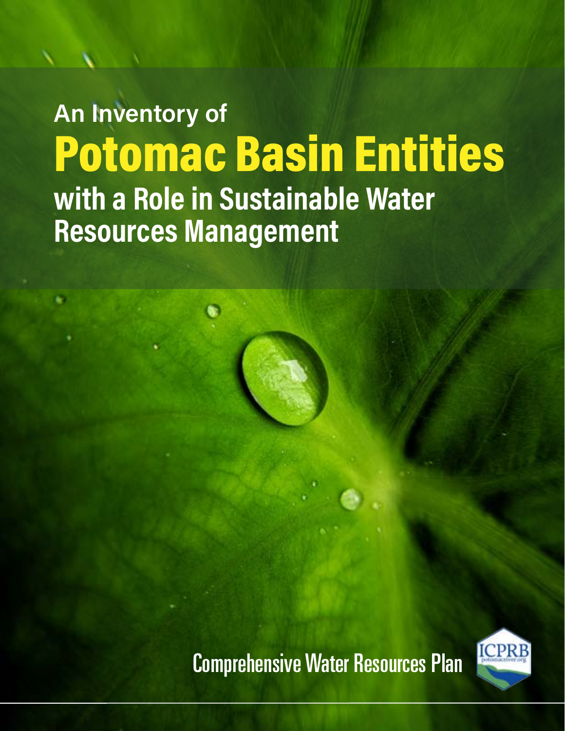An Inventory of

# Potomac Basin Entities

## with a Role in Sustainable Water Resources Management

Comprehensive Water Resources Plan

ICPRB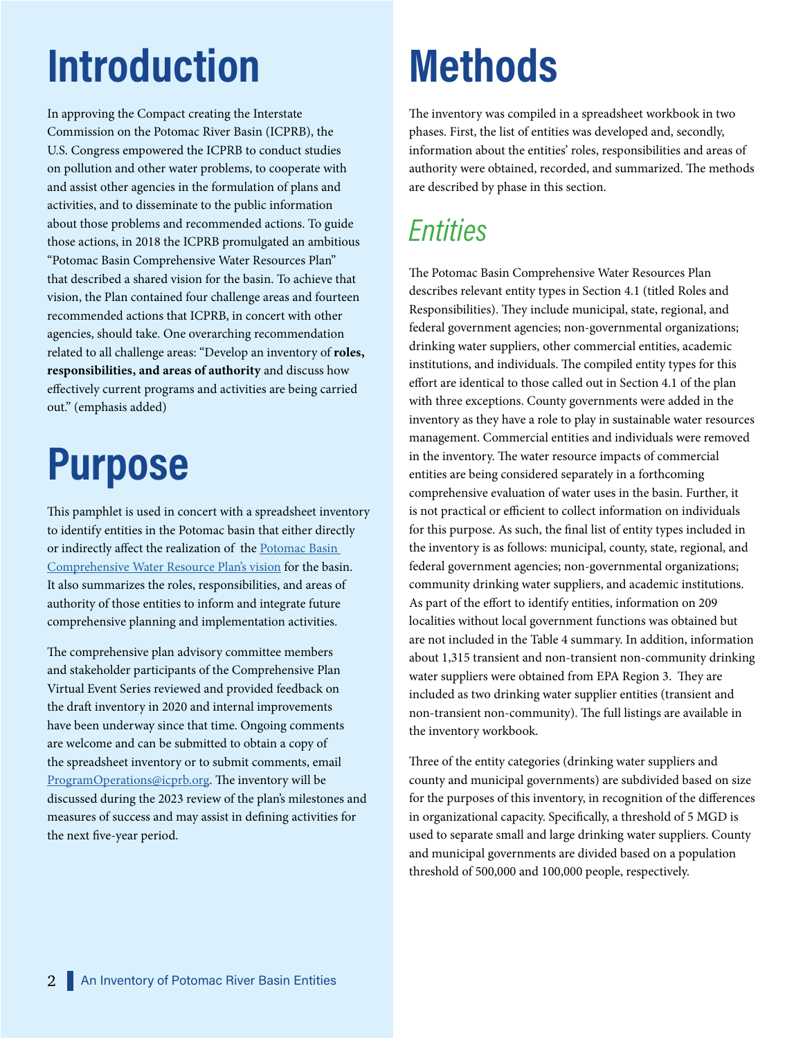# Introduction

In approving the Compact creating the Interstate Commission on the Potomac River Basin (ICPRB), the U.S. Congress empowered the ICPRB to conduct studies on pollution and other water problems, to cooperate with and assist other agencies in the formulation of plans and activities, and to disseminate to the public information about those problems and recommended actions. To guide those actions, in 2018 the ICPRB promulgated an ambitious "Potomac Basin Comprehensive Water Resources Plan" that described a shared vision for the basin. To achieve that vision, the Plan contained four challenge areas and fourteen recommended actions that ICPRB, in concert with other agencies, should take. One overarching recommendation related to all challenge areas: "Develop an inventory of **roles, responsibilities, and areas of authority** and discuss how effectively current programs and activities are being carried out." (emphasis added)

# Purpose

This pamphlet is used in concert with a spreadsheet inventory to identify entities in the Potomac basin that either directly or indirectly affect the realization of the [Potomac Basin Comprehensive Water Resource Plan's vision](#) for the basin. It also summarizes the roles, responsibilities, and areas of authority of those entities to inform and integrate future comprehensive planning and implementation activities.

The comprehensive plan advisory committee members and stakeholder participants of the Comprehensive Plan Virtual Event Series reviewed and provided feedback on the draft inventory in 2020 and internal improvements have been underway since that time. Ongoing comments are welcome and can be submitted to obtain a copy of the spreadsheet inventory or to submit comments, email ProgramOperations@icprb.org. The inventory will be discussed during the 2023 review of the plan's milestones and measures of success and may assist in defining activities for the next five-year period.

# Methods

The inventory was compiled in a spreadsheet workbook in two phases. First, the list of entities was developed and, secondly, information about the entities' roles, responsibilities and areas of authority were obtained, recorded, and summarized. The methods are described by phase in this section.

## *Entities*

The Potomac Basin Comprehensive Water Resources Plan describes relevant entity types in Section 4.1 (titled Roles and Responsibilities). They include municipal, state, regional, and federal government agencies; non-governmental organizations; drinking water suppliers, other commercial entities, academic institutions, and individuals. The compiled entity types for this effort are identical to those called out in Section 4.1 of the plan with three exceptions. County governments were added in the inventory as they have a role to play in sustainable water resources management. Commercial entities and individuals were removed in the inventory. The water resource impacts of commercial entities are being considered separately in a forthcoming comprehensive evaluation of water uses in the basin. Further, it is not practical or efficient to collect information on individuals for this purpose. As such, the final list of entity types included in the inventory is as follows: municipal, county, state, regional, and federal government agencies; non-governmental organizations; community drinking water suppliers, and academic institutions. As part of the effort to identify entities, information on 209 localities without local government functions was obtained but are not included in the Table 4 summary. In addition, information about 1,315 transient and non-transient non-community drinking water suppliers were obtained from EPA Region 3. They are included as two drinking water supplier entities (transient and non-transient non-community). The full listings are available in the inventory workbook.

Three of the entity categories (drinking water suppliers and county and municipal governments) are subdivided based on size for the purposes of this inventory, in recognition of the differences in organizational capacity. Specifically, a threshold of 5 MGD is used to separate small and large drinking water suppliers. County and municipal governments are divided based on a population threshold of 500,000 and 100,000 people, respectively.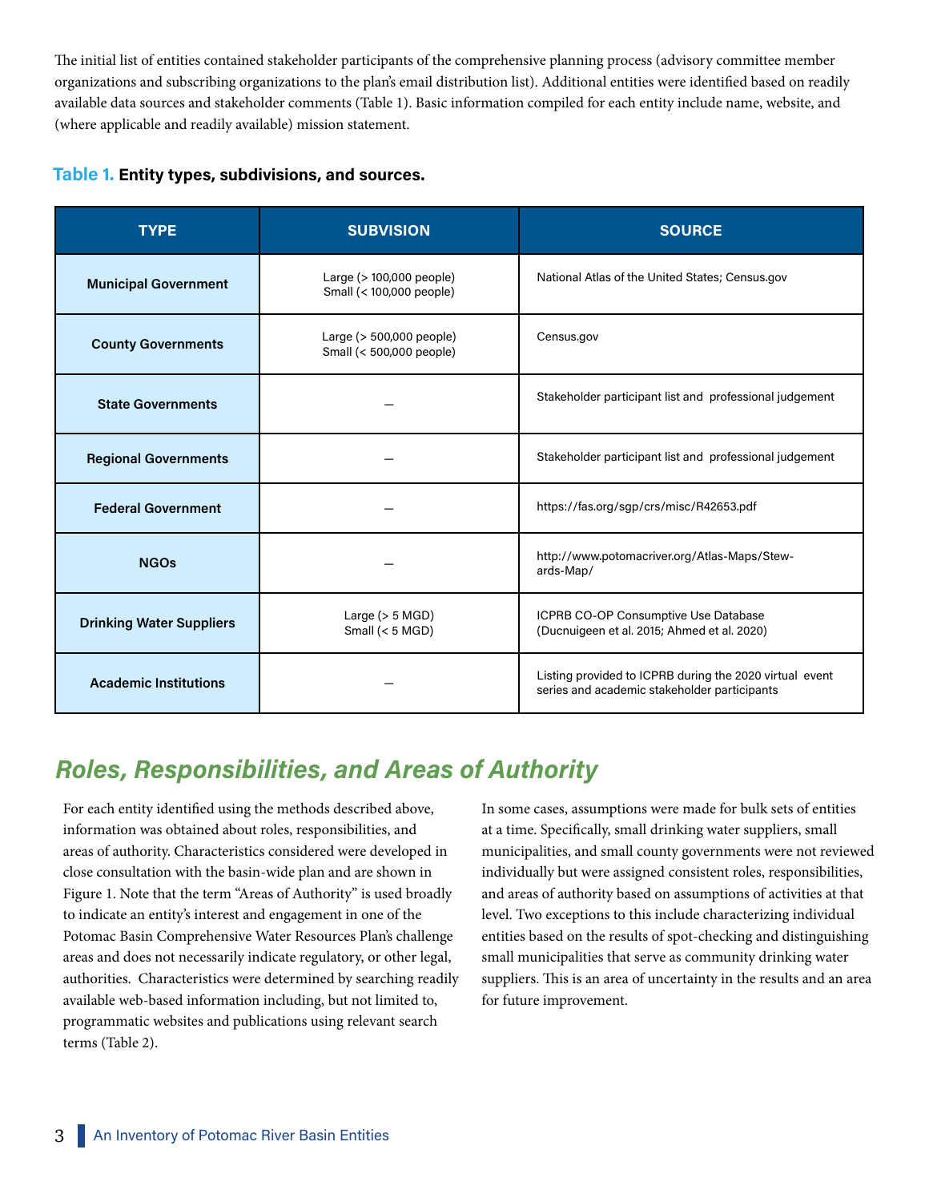The initial list of entities contained stakeholder participants of the comprehensive planning process (advisory committee member organizations and subscribing organizations to the plan's email distribution list). Additional entities were identified based on readily available data sources and stakeholder comments (Table 1). Basic information compiled for each entity include name, website, and (where applicable and readily available) mission statement.

**Table 1. Entity types, subdivisions, and sources.**

| TYPE | SUBVISION | SOURCE |
|---|---|---|
| **Municipal Government** | Large (> 100,000 people)<br>Small (< 100,000 people) | National Atlas of the United States; Census.gov |
| **County Governments** | Large (> 500,000 people)<br>Small (< 500,000 people) | Census.gov |
| **State Governments** | — | Stakeholder participant list and professional judgement |
| **Regional Governments** | — | Stakeholder participant list and professional judgement |
| **Federal Government** | — | https://fas.org/sgp/crs/misc/R42653.pdf |
| **NGOs** | — | http://www.potomacriver.org/Atlas-Maps/Stewards-Map/ |
| **Drinking Water Suppliers** | Large (> 5 MGD)<br>Small (< 5 MGD) | ICPRB CO-OP Consumptive Use Database (Ducnuigeen et al. 2015; Ahmed et al. 2020) |
| **Academic Institutions** | — | Listing provided to ICPRB during the 2020 virtual event series and academic stakeholder participants |

## *Roles, Responsibilities, and Areas of Authority*

For each entity identified using the methods described above, information was obtained about roles, responsibilities, and areas of authority. Characteristics considered were developed in close consultation with the basin-wide plan and are shown in Figure 1. Note that the term "Areas of Authority" is used broadly to indicate an entity's interest and engagement in one of the Potomac Basin Comprehensive Water Resources Plan's challenge areas and does not necessarily indicate regulatory, or other legal, authorities. Characteristics were determined by searching readily available web-based information including, but not limited to, programmatic websites and publications using relevant search terms (Table 2).

In some cases, assumptions were made for bulk sets of entities at a time. Specifically, small drinking water suppliers, small municipalities, and small county governments were not reviewed individually but were assigned consistent roles, responsibilities, and areas of authority based on assumptions of activities at that level. Two exceptions to this include characterizing individual entities based on the results of spot-checking and distinguishing small municipalities that serve as community drinking water suppliers. This is an area of uncertainty in the results and an area for future improvement.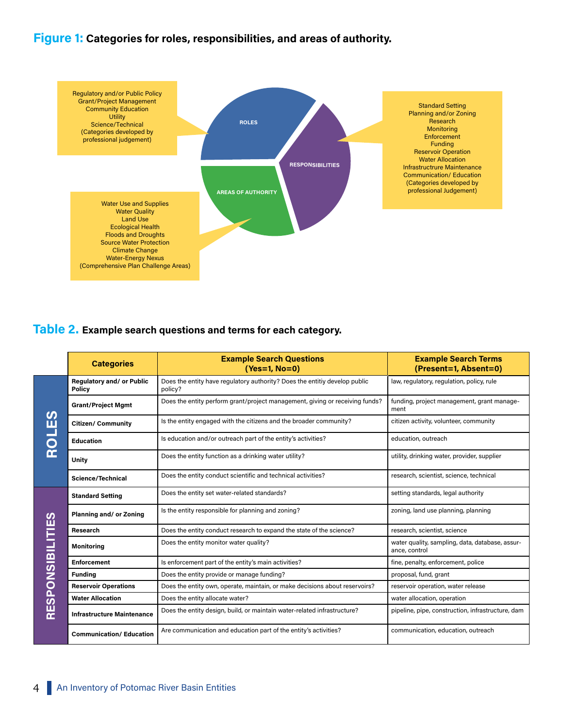## Figure 1: Categories for roles, responsibilities, and areas of authority.

**ROLES**

Regulatory and/or Public Policy
Grant/Project Management
Community Education
Utility
Science/Technical
(Categories developed by professional judgement)

**RESPONSIBILITIES**

Standard Setting
Planning and/or Zoning
Research
Monitoring
Enforcement
Funding
Reservoir Operation
Water Allocation
Infrastructrure Maintenance
Communication/ Education
(Categories developed by professional Judgement)

**AREAS OF AUTHORITY**

Water Use and Supplies
Water Quality
Land Use
Ecological Health
Floods and Droughts
Source Water Protection
Climate Change
Water-Energy Nexus
(Comprehensive Plan Challenge Areas)

## Table 2. Example search questions and terms for each category.

| | Categories | Example Search Questions (Yes=1, No=0) | Example Search Terms (Present=1, Absent=0) |
|---|---|---|---|
| ROLES | Regulatory and/ or Public Policy | Does the entity have regulatory authority? Does the entitiy develop public policy? | law, regulatory, regulation, policy, rule |
| | Grant/Project Mgmt | Does the entity perform grant/project management, giving or receiving funds? | funding, project management, grant management |
| | Citizen/ Community | Is the entity engaged with the citizens and the broader community? | citizen activity, volunteer, community |
| | Education | Is education and/or outreach part of the entity's activities? | education, outreach |
| | Unity | Does the entity function as a drinking water utility? | utility, drinking water, provider, supplier |
| | Science/Technical | Does the entity conduct scientific and technical activities? | research, scientist, science, technical |
| RESPONSIBILITIES | Standard Setting | Does the entity set water-related standards? | setting standards, legal authority |
| | Planning and/ or Zoning | Is the entity responsible for planning and zoning? | zoning, land use planning, planning |
| | Research | Does the entity conduct research to expand the state of the science? | research, scientist, science |
| | Monitoring | Does the entity monitor water quality? | water quality, sampling, data, database, assurance, control |
| | Enforcement | Is enforcement part of the entity's main activities? | fine, penalty, enforcement, police |
| | Funding | Does the entity provide or manage funding? | proposal, fund, grant |
| | Reservoir Operations | Does the entity own, operate, maintain, or make decisions about reservoirs? | reservoir operation, water release |
| | Water Allocation | Does the entity allocate water? | water allocation, operation |
| | Infrastructure Maintenance | Does the entity design, build, or maintain water-related infrastructure? | pipeline, pipe, construction, infrastructure, dam |
| | Communication/ Education | Are communication and education part of the entity's activities? | communication, education, outreach |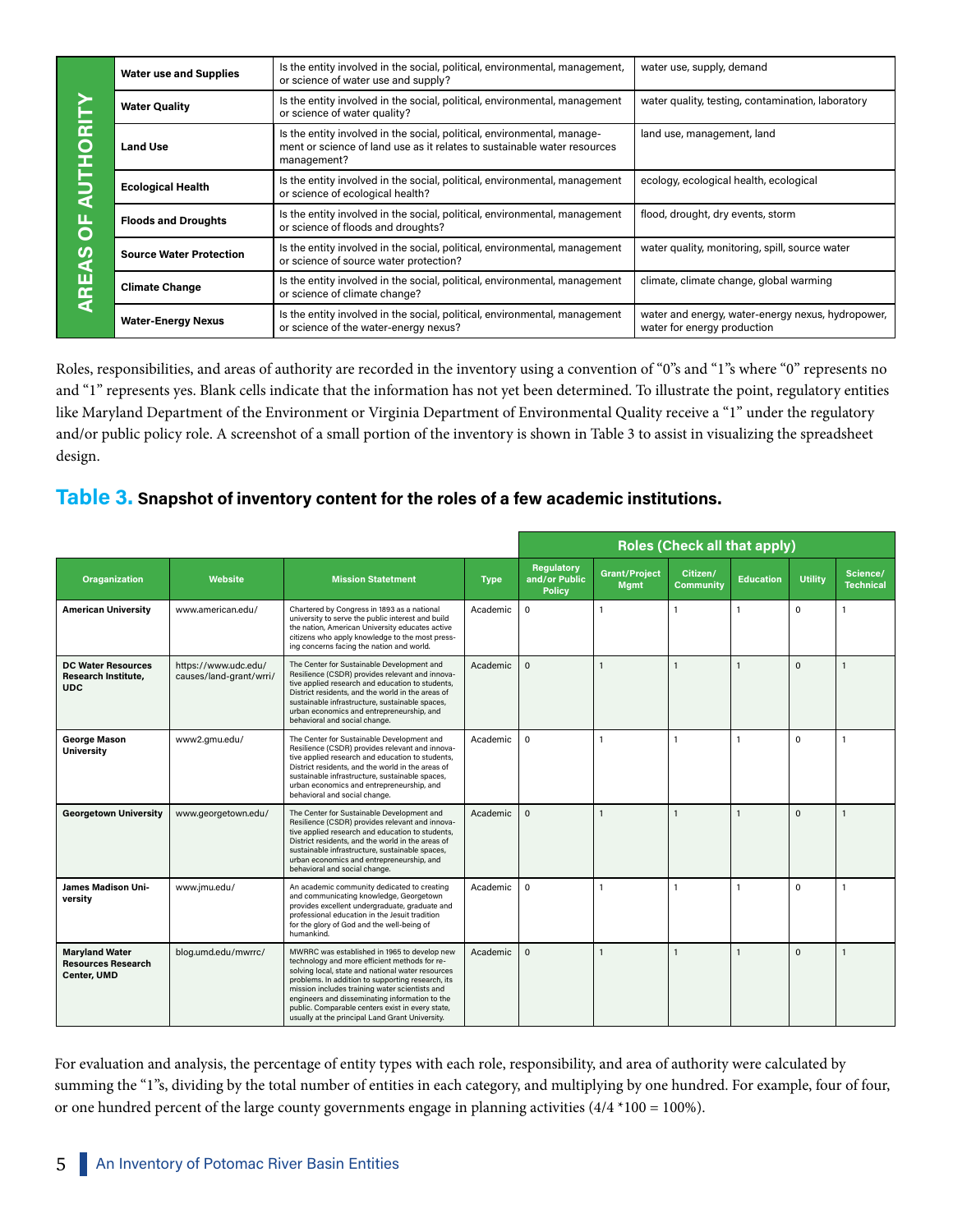| AREAS OF AUTHORITY | | |
|---|---|---|
| **Water use and Supplies** | Is the entity involved in the social, political, environmental, management, or science of water use and supply? | water use, supply, demand |
| **Water Quality** | Is the entity involved in the social, political, environmental, management or science of water quality? | water quality, testing, contamination, laboratory |
| **Land Use** | Is the entity involved in the social, political, environmental, management or science of land use as it relates to sustainable water resources management? | land use, management, land |
| **Ecological Health** | Is the entity involved in the social, political, environmental, management or science of ecological health? | ecology, ecological health, ecological |
| **Floods and Droughts** | Is the entity involved in the social, political, environmental, management or science of floods and droughts? | flood, drought, dry events, storm |
| **Source Water Protection** | Is the entity involved in the social, political, environmental, management or science of source water protection? | water quality, monitoring, spill, source water |
| **Climate Change** | Is the entity involved in the social, political, environmental, management or science of climate change? | climate, climate change, global warming |
| **Water-Energy Nexus** | Is the entity involved in the social, political, environmental, management or science of the water-energy nexus? | water and energy, water-energy nexus, hydropower, water for energy production |

Roles, responsibilities, and areas of authority are recorded in the inventory using a convention of "0"s and "1"s where "0" represents no and "1" represents yes. Blank cells indicate that the information has not yet been determined. To illustrate the point, regulatory entities like Maryland Department of the Environment or Virginia Department of Environmental Quality receive a "1" under the regulatory and/or public policy role. A screenshot of a small portion of the inventory is shown in Table 3 to assist in visualizing the spreadsheet design.

## Table 3. Snapshot of inventory content for the roles of a few academic institutions.

| | | | | Roles (Check all that apply) | | | | | |
|---|---|---|---|---|---|---|---|---|---|
| **Oraganization** | **Website** | **Mission Statetment** | **Type** | **Regulatory and/or Public Policy** | **Grant/Project Mgmt** | **Citizen/ Community** | **Education** | **Utility** | **Science/ Technical** |
| **American University** | www.american.edu/ | Chartered by Congress in 1893 as a national university to serve the public interest and build the nation, American University educates active citizens who apply knowledge to the most pressing concerns facing the nation and world. | Academic | 0 | 1 | 1 | 1 | 0 | 1 |
| **DC Water Resources Research Institute, UDC** | https://www.udc.edu/causes/land-grant/wrri/ | The Center for Sustainable Development and Resilience (CSDR) provides relevant and innovative applied research and education to students, District residents, and the world in the areas of sustainable infrastructure, sustainable spaces, urban economics and entrepreneurship, and behavioral and social change. | Academic | 0 | 1 | 1 | 1 | 0 | 1 |
| **George Mason University** | www2.gmu.edu/ | The Center for Sustainable Development and Resilience (CSDR) provides relevant and innovative applied research and education to students, District residents, and the world in the areas of sustainable infrastructure, sustainable spaces, urban economics and entrepreneurship, and behavioral and social change. | Academic | 0 | 1 | 1 | 1 | 0 | 1 |
| **Georgetown University** | www.georgetown.edu/ | The Center for Sustainable Development and Resilience (CSDR) provides relevant and innovative applied research and education to students, District residents, and the world in the areas of sustainable infrastructure, sustainable spaces, urban economics and entrepreneurship, and behavioral and social change. | Academic | 0 | 1 | 1 | 1 | 0 | 1 |
| **James Madison University** | www.jmu.edu/ | An academic community dedicated to creating and communicating knowledge, Georgetown provides excellent undergraduate, graduate and professional education in the Jesuit tradition for the glory of God and the well-being of humankind. | Academic | 0 | 1 | 1 | 1 | 0 | 1 |
| **Maryland Water Resources Research Center, UMD** | blog.umd.edu/mwrrc/ | MWRRC was established in 1965 to develop new technology and more efficient methods for resolving local, state and national water resources problems. In addition to supporting research, its mission includes training water scientists and engineers and disseminating information to the public. Comparable centers exist in every state, usually at the principal Land Grant University. | Academic | 0 | 1 | 1 | 1 | 0 | 1 |

For evaluation and analysis, the percentage of entity types with each role, responsibility, and area of authority were calculated by summing the "1"s, dividing by the total number of entities in each category, and multiplying by one hundred. For example, four of four, or one hundred percent of the large county governments engage in planning activities (4/4 *100 = 100%).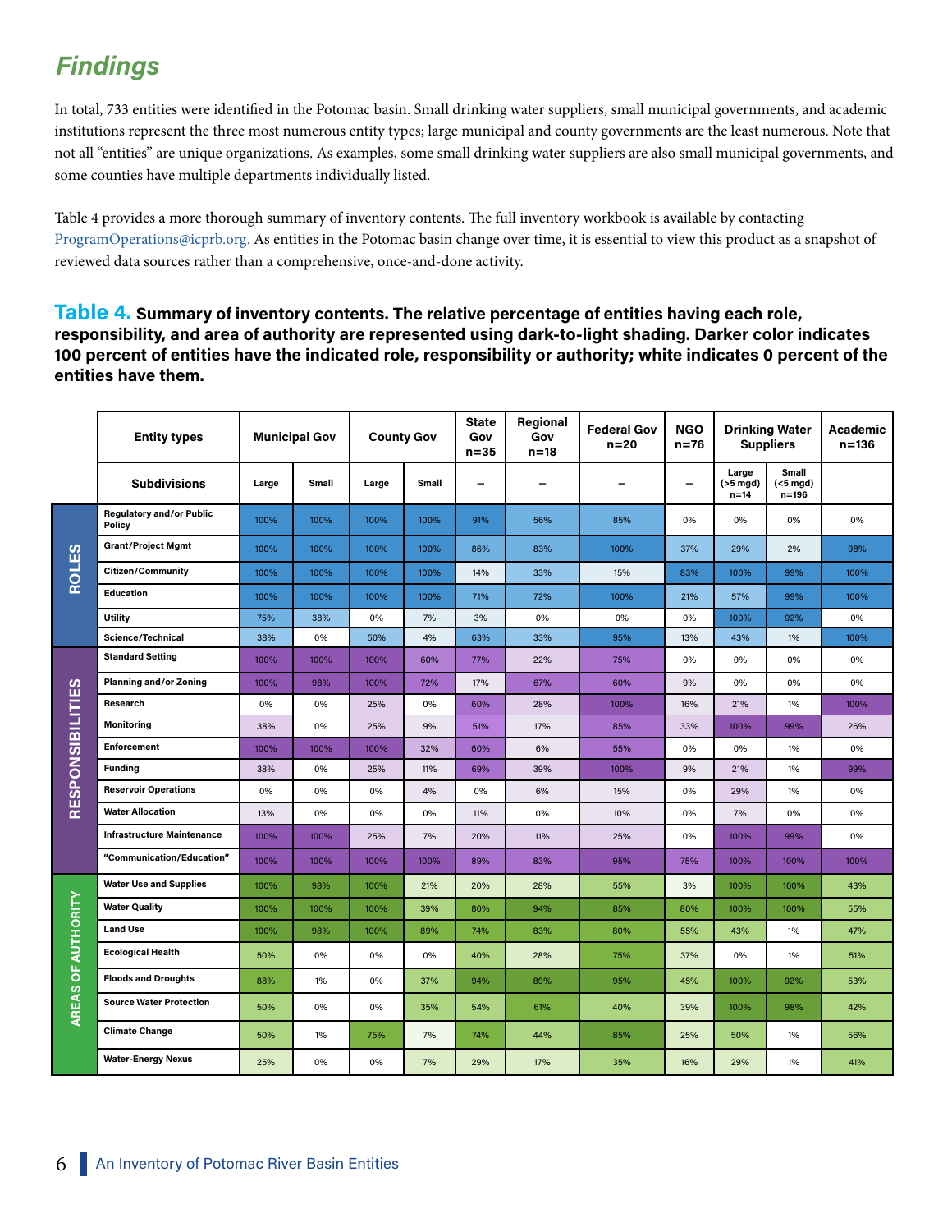## *Findings*

In total, 733 entities were identified in the Potomac basin. Small drinking water suppliers, small municipal governments, and academic institutions represent the three most numerous entity types; large municipal and county governments are the least numerous. Note that not all "entities" are unique organizations. As examples, some small drinking water suppliers are also small municipal governments, and some counties have multiple departments individually listed.

Table 4 provides a more thorough summary of inventory contents. The full inventory workbook is available by contacting ProgramOperations@icprb.org. As entities in the Potomac basin change over time, it is essential to view this product as a snapshot of reviewed data sources rather than a comprehensive, once-and-done activity.

**Table 4. Summary of inventory contents. The relative percentage of entities having each role, responsibility, and area of authority are represented using dark-to-light shading. Darker color indicates 100 percent of entities have the indicated role, responsibility or authority; white indicates 0 percent of the entities have them.**

| | Entity types | Municipal Gov | | County Gov | | State Gov n=35 | Regional Gov n=18 | Federal Gov n=20 | NGO n=76 | Drinking Water Suppliers | | Academic n=136 |
|---|---|---|---|---|---|---|---|---|---|---|---|---|
| | Subdivisions | Large | Small | Large | Small | – | – | – | – | Large (>5 mgd) n=14 | Small (<5 mgd) n=196 | |
| ROLES | Regulatory and/or Public Policy | 100% | 100% | 100% | 100% | 91% | 56% | 85% | 0% | 0% | 0% | 0% |
| ROLES | Grant/Project Mgmt | 100% | 100% | 100% | 100% | 86% | 83% | 100% | 37% | 29% | 2% | 98% |
| ROLES | Citizen/Community | 100% | 100% | 100% | 100% | 14% | 33% | 15% | 83% | 100% | 99% | 100% |
| ROLES | Education | 100% | 100% | 100% | 100% | 71% | 72% | 100% | 21% | 57% | 99% | 100% |
| ROLES | Utility | 75% | 38% | 0% | 7% | 3% | 0% | 0% | 0% | 100% | 92% | 0% |
| ROLES | Science/Technical | 38% | 0% | 50% | 4% | 63% | 33% | 95% | 13% | 43% | 1% | 100% |
| RESPONSIBILITIES | Standard Setting | 100% | 100% | 100% | 60% | 77% | 22% | 75% | 0% | 0% | 0% | 0% |
| RESPONSIBILITIES | Planning and/or Zoning | 100% | 98% | 100% | 72% | 17% | 67% | 60% | 9% | 0% | 0% | 0% |
| RESPONSIBILITIES | Research | 0% | 0% | 25% | 0% | 60% | 28% | 100% | 16% | 21% | 1% | 100% |
| RESPONSIBILITIES | Monitoring | 38% | 0% | 25% | 9% | 51% | 17% | 85% | 33% | 100% | 99% | 26% |
| RESPONSIBILITIES | Enforcement | 100% | 100% | 100% | 32% | 60% | 6% | 55% | 0% | 0% | 1% | 0% |
| RESPONSIBILITIES | Funding | 38% | 0% | 25% | 11% | 69% | 39% | 100% | 9% | 21% | 1% | 99% |
| RESPONSIBILITIES | Reservoir Operations | 0% | 0% | 0% | 4% | 0% | 6% | 15% | 0% | 29% | 1% | 0% |
| RESPONSIBILITIES | Water Allocation | 13% | 0% | 0% | 0% | 11% | 0% | 10% | 0% | 7% | 0% | 0% |
| RESPONSIBILITIES | Infrastructure Maintenance | 100% | 100% | 25% | 7% | 20% | 11% | 25% | 0% | 100% | 99% | 0% |
| RESPONSIBILITIES | "Communication/Education" | 100% | 100% | 100% | 100% | 89% | 83% | 95% | 75% | 100% | 100% | 100% |
| AREAS OF AUTHORITY | Water Use and Supplies | 100% | 98% | 100% | 21% | 20% | 28% | 55% | 3% | 100% | 100% | 43% |
| AREAS OF AUTHORITY | Water Quality | 100% | 100% | 100% | 39% | 80% | 94% | 85% | 80% | 100% | 100% | 55% |
| AREAS OF AUTHORITY | Land Use | 100% | 98% | 100% | 89% | 74% | 83% | 80% | 55% | 43% | 1% | 47% |
| AREAS OF AUTHORITY | Ecological Health | 50% | 0% | 0% | 0% | 40% | 28% | 75% | 37% | 0% | 1% | 51% |
| AREAS OF AUTHORITY | Floods and Droughts | 88% | 1% | 0% | 37% | 94% | 89% | 95% | 45% | 100% | 92% | 53% |
| AREAS OF AUTHORITY | Source Water Protection | 50% | 0% | 0% | 35% | 54% | 61% | 40% | 39% | 100% | 98% | 42% |
| AREAS OF AUTHORITY | Climate Change | 50% | 1% | 75% | 7% | 74% | 44% | 85% | 25% | 50% | 1% | 56% |
| AREAS OF AUTHORITY | Water-Energy Nexus | 25% | 0% | 0% | 7% | 29% | 17% | 35% | 16% | 29% | 1% | 41% |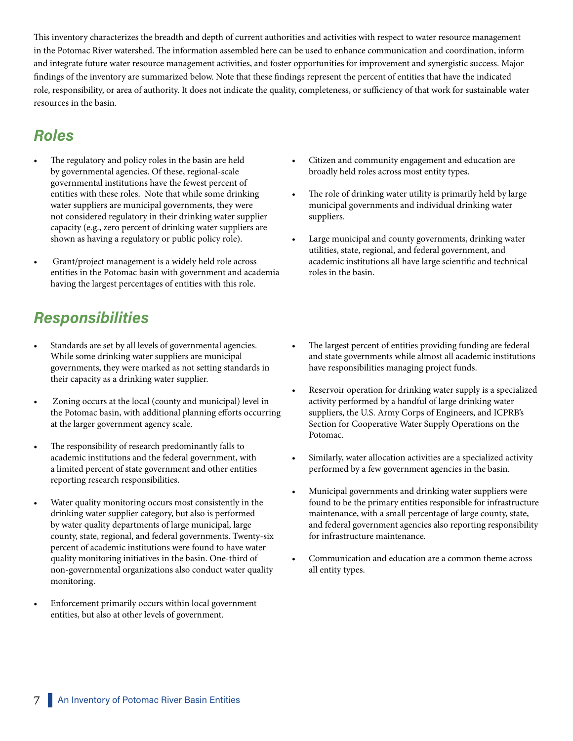This inventory characterizes the breadth and depth of current authorities and activities with respect to water resource management in the Potomac River watershed. The information assembled here can be used to enhance communication and coordination, inform and integrate future water resource management activities, and foster opportunities for improvement and synergistic success. Major findings of the inventory are summarized below. Note that these findings represent the percent of entities that have the indicated role, responsibility, or area of authority. It does not indicate the quality, completeness, or sufficiency of that work for sustainable water resources in the basin.

## *Roles*

- The regulatory and policy roles in the basin are held by governmental agencies. Of these, regional-scale governmental institutions have the fewest percent of entities with these roles. Note that while some drinking water suppliers are municipal governments, they were not considered regulatory in their drinking water supplier capacity (e.g., zero percent of drinking water suppliers are shown as having a regulatory or public policy role).
- Grant/project management is a widely held role across entities in the Potomac basin with government and academia having the largest percentages of entities with this role.
- Citizen and community engagement and education are broadly held roles across most entity types.
- The role of drinking water utility is primarily held by large municipal governments and individual drinking water suppliers.
- Large municipal and county governments, drinking water utilities, state, regional, and federal government, and academic institutions all have large scientific and technical roles in the basin.

## *Responsibilities*

- Standards are set by all levels of governmental agencies. While some drinking water suppliers are municipal governments, they were marked as not setting standards in their capacity as a drinking water supplier.
- Zoning occurs at the local (county and municipal) level in the Potomac basin, with additional planning efforts occurring at the larger government agency scale.
- The responsibility of research predominantly falls to academic institutions and the federal government, with a limited percent of state government and other entities reporting research responsibilities.
- Water quality monitoring occurs most consistently in the drinking water supplier category, but also is performed by water quality departments of large municipal, large county, state, regional, and federal governments. Twenty-six percent of academic institutions were found to have water quality monitoring initiatives in the basin. One-third of non-governmental organizations also conduct water quality monitoring.
- Enforcement primarily occurs within local government entities, but also at other levels of government.
- The largest percent of entities providing funding are federal and state governments while almost all academic institutions have responsibilities managing project funds.
- Reservoir operation for drinking water supply is a specialized activity performed by a handful of large drinking water suppliers, the U.S. Army Corps of Engineers, and ICPRB's Section for Cooperative Water Supply Operations on the Potomac.
- Similarly, water allocation activities are a specialized activity performed by a few government agencies in the basin.
- Municipal governments and drinking water suppliers were found to be the primary entities responsible for infrastructure maintenance, with a small percentage of large county, state, and federal government agencies also reporting responsibility for infrastructure maintenance.
- Communication and education are a common theme across all entity types.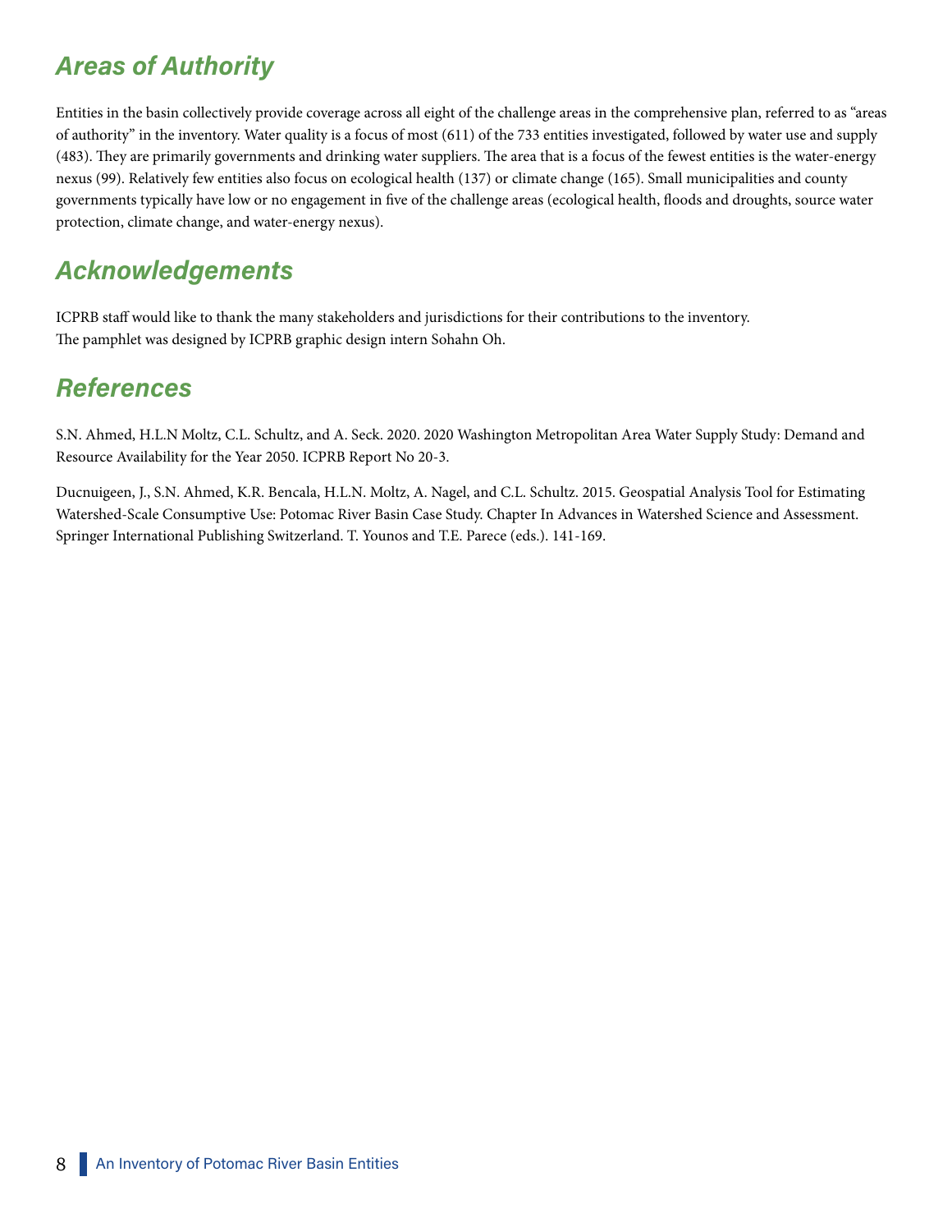## *Areas of Authority*

Entities in the basin collectively provide coverage across all eight of the challenge areas in the comprehensive plan, referred to as "areas of authority" in the inventory. Water quality is a focus of most (611) of the 733 entities investigated, followed by water use and supply (483). They are primarily governments and drinking water suppliers. The area that is a focus of the fewest entities is the water-energy nexus (99). Relatively few entities also focus on ecological health (137) or climate change (165). Small municipalities and county governments typically have low or no engagement in five of the challenge areas (ecological health, floods and droughts, source water protection, climate change, and water-energy nexus).

## *Acknowledgements*

ICPRB staff would like to thank the many stakeholders and jurisdictions for their contributions to the inventory.
The pamphlet was designed by ICPRB graphic design intern Sohahn Oh.

## *References*

S.N. Ahmed, H.L.N Moltz, C.L. Schultz, and A. Seck. 2020. 2020 Washington Metropolitan Area Water Supply Study: Demand and Resource Availability for the Year 2050. ICPRB Report No 20-3.

Ducnuigeen, J., S.N. Ahmed, K.R. Bencala, H.L.N. Moltz, A. Nagel, and C.L. Schultz. 2015. Geospatial Analysis Tool for Estimating Watershed-Scale Consumptive Use: Potomac River Basin Case Study. Chapter In Advances in Watershed Science and Assessment. Springer International Publishing Switzerland. T. Younos and T.E. Parece (eds.). 141-169.